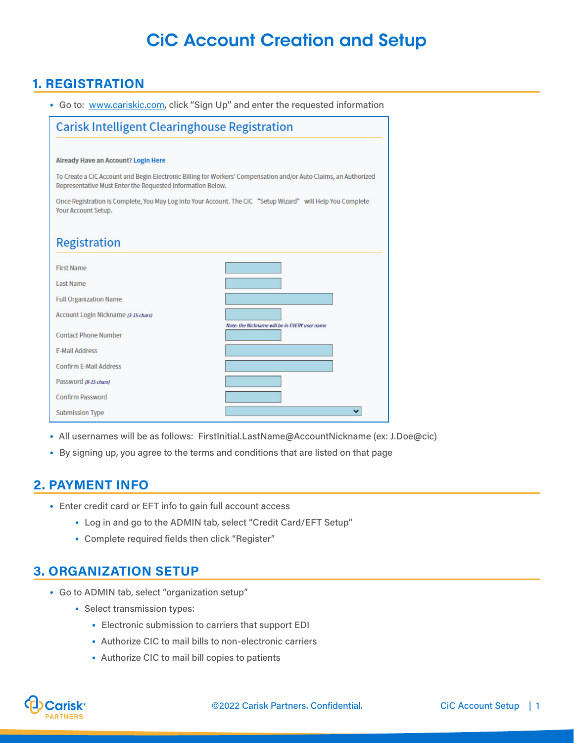# CiC Account Creation and Setup

## 1. REGISTRATION

- Go to: [www.cariskic.com](http://www.cariskic.com), click "Sign Up" and enter the requested information

### Carisk Intelligent Clearinghouse Registration

**Already Have an Account? Login Here**

To Create a CiC Account and Begin Electronic Billing for Workers' Compensation and/or Auto Claims, an Authorized Representative Must Enter the Requested Information Below.

Once Registration is Complete, You May Log into Your Account. The CiC "Setup Wizard" will Help You Complete Your Account Setup.

### Registration

| Field | |
|---|---|
| First Name | |
| Last Name | |
| Full Organization Name | |
| Account Login Nickname *(3-15 chars)* | *Note: the Nickname will be in EVERY user name* |
| Contact Phone Number | |
| E-Mail Address | |
| Confirm E-Mail Address | |
| Password *(8-15 chars)* | |
| Confirm Password | |
| Submission Type | |

- All usernames will be as follows: FirstInitial.LastName@AccountNickname (ex: J.Doe@cic)
- By signing up, you agree to the terms and conditions that are listed on that page

## 2. PAYMENT INFO

- Enter credit card or EFT info to gain full account access
  - Log in and go to the ADMIN tab, select "Credit Card/EFT Setup"
  - Complete required fields then click "Register"

## 3. ORGANIZATION SETUP

- Go to ADMIN tab, select "organization setup"
  - Select transmission types:
    - Electronic submission to carriers that support EDI
    - Authorize CIC to mail bills to non-electronic carriers
    - Authorize CIC to mail bill copies to patients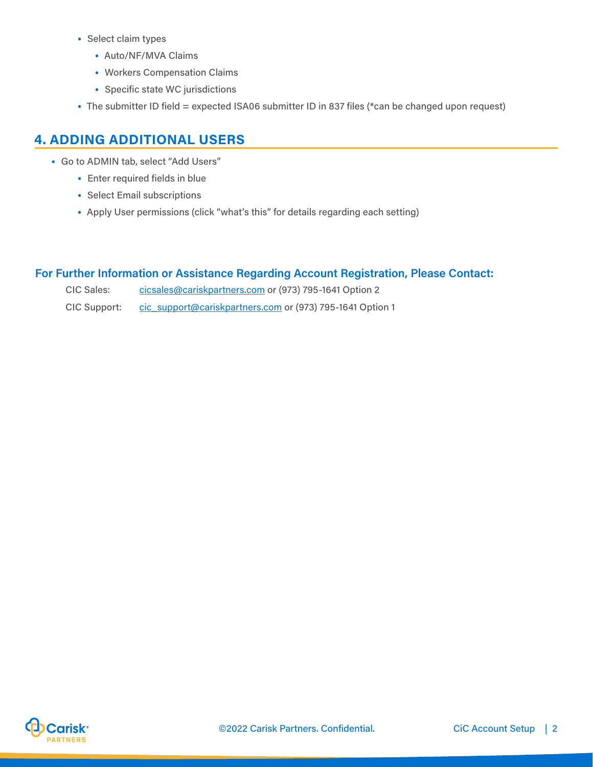- Select claim types
  - Auto/NF/MVA Claims
  - Workers Compensation Claims
  - Specific state WC jurisdictions
- The submitter ID field = expected ISA06 submitter ID in 837 files (*can be changed upon request)

## 4. ADDING ADDITIONAL USERS

- Go to ADMIN tab, select "Add Users"
  - Enter required fields in blue
  - Select Email subscriptions
  - Apply User permissions (click "what's this" for details regarding each setting)

### For Further Information or Assistance Regarding Account Registration, Please Contact:

CIC Sales: cicsales@cariskpartners.com or (973) 795-1641 Option 2

CIC Support: cic_support@cariskpartners.com or (973) 795-1641 Option 1

©2022 Carisk Partners. Confidential.